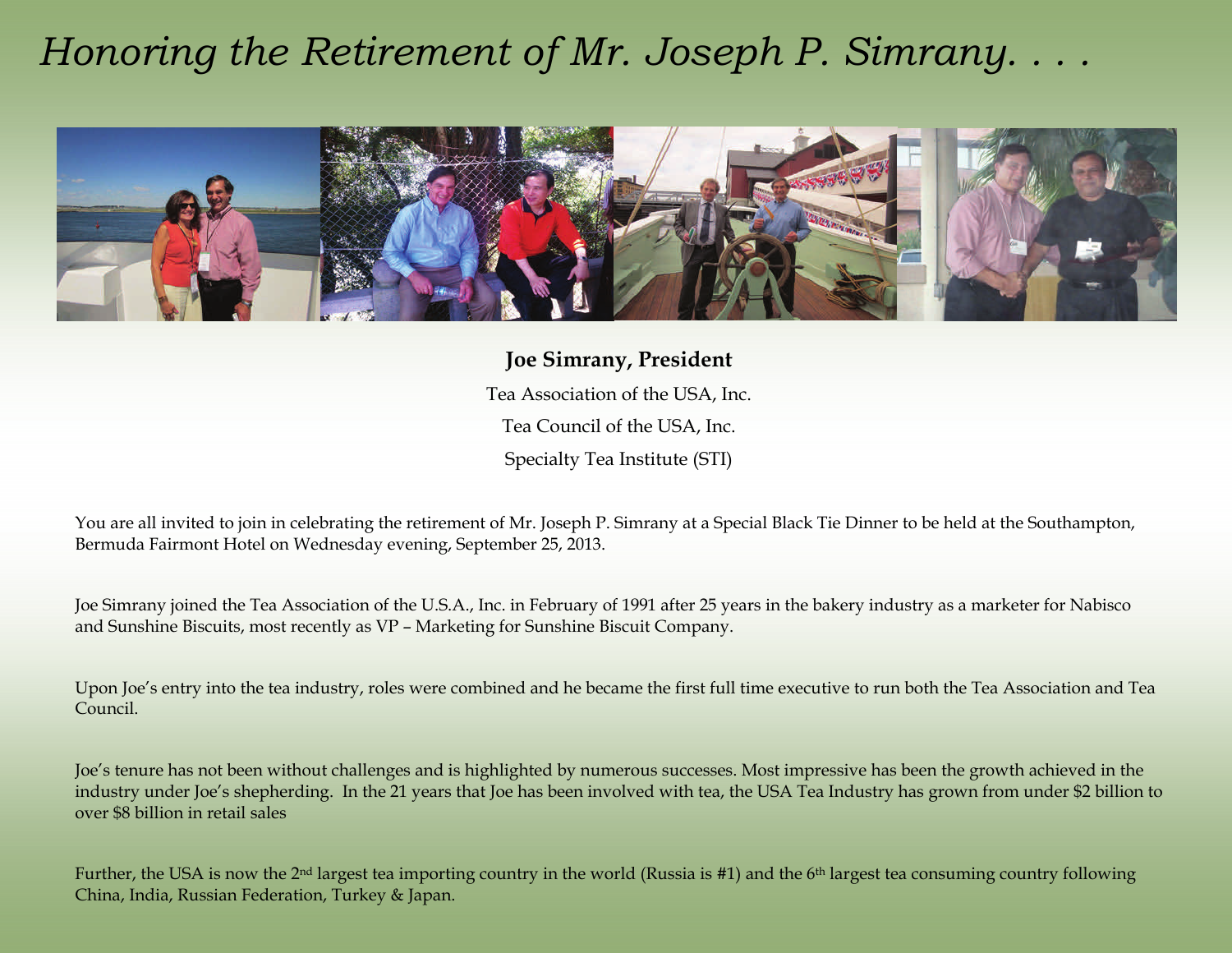# *Honoring the Retirement of Mr. Joseph P. Simrany. . . .*

**Joe Simrany, President**

Tea Association of the USA, Inc.

Tea Council of the USA, Inc.

Specialty Tea Institute (STI)

You are all invited to join in celebrating the retirement of Mr. Joseph P. Simrany at a Special Black Tie Dinner to be held at the Southampton, Bermuda Fairmont Hotel on Wednesday evening, September 25, 2013.

Joe Simrany joined the Tea Association of the U.S.A., Inc. in February of 1991 after 25 years in the bakery industry as a marketer for Nabisco and Sunshine Biscuits, most recently as VP – Marketing for Sunshine Biscuit Company.

Upon Joe's entry into the tea industry, roles were combined and he became the first full time executive to run both the Tea Association and Tea Council.

Joe's tenure has not been without challenges and is highlighted by numerous successes. Most impressive has been the growth achieved in the industry under Joe's shepherding. In the 21 years that Joe has been involved with tea, the USA Tea Industry has grown from under $2 billion to over $8 billion in retail sales

Further, the USA is now the 2nd largest tea importing country in the world (Russia is #1) and the 6th largest tea consuming country following China, India, Russian Federation, Turkey & Japan.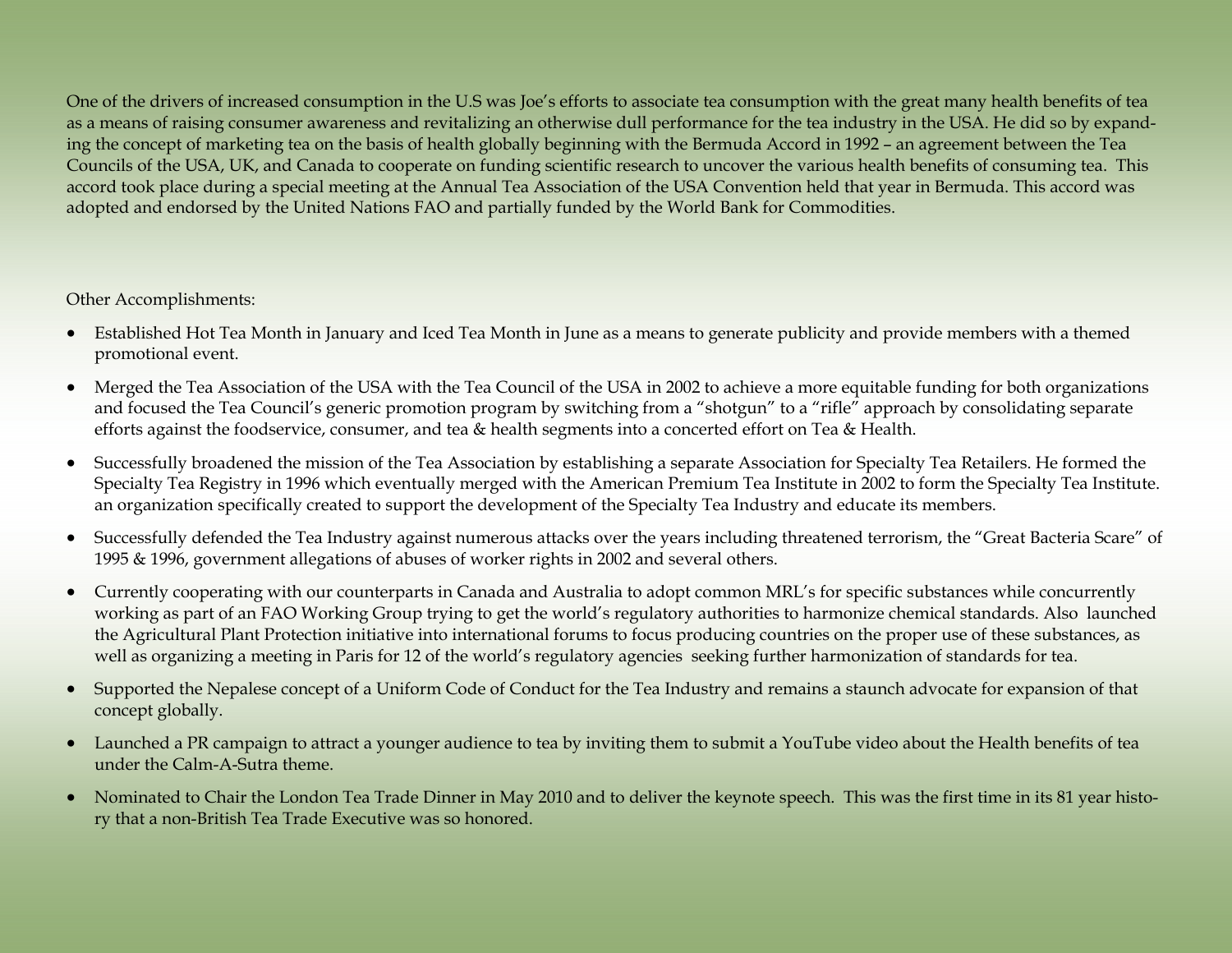One of the drivers of increased consumption in the U.S was Joe's efforts to associate tea consumption with the great many health benefits of tea as a means of raising consumer awareness and revitalizing an otherwise dull performance for the tea industry in the USA. He did so by expanding the concept of marketing tea on the basis of health globally beginning with the Bermuda Accord in 1992 – an agreement between the Tea Councils of the USA, UK, and Canada to cooperate on funding scientific research to uncover the various health benefits of consuming tea. This accord took place during a special meeting at the Annual Tea Association of the USA Convention held that year in Bermuda. This accord was adopted and endorsed by the United Nations FAO and partially funded by the World Bank for Commodities.

Other Accomplishments:

- Established Hot Tea Month in January and Iced Tea Month in June as a means to generate publicity and provide members with a themed promotional event.
- Merged the Tea Association of the USA with the Tea Council of the USA in 2002 to achieve a more equitable funding for both organizations and focused the Tea Council's generic promotion program by switching from a "shotgun" to a "rifle" approach by consolidating separate efforts against the foodservice, consumer, and tea & health segments into a concerted effort on Tea & Health.
- Successfully broadened the mission of the Tea Association by establishing a separate Association for Specialty Tea Retailers. He formed the Specialty Tea Registry in 1996 which eventually merged with the American Premium Tea Institute in 2002 to form the Specialty Tea Institute. an organization specifically created to support the development of the Specialty Tea Industry and educate its members.
- Successfully defended the Tea Industry against numerous attacks over the years including threatened terrorism, the "Great Bacteria Scare" of 1995 & 1996, government allegations of abuses of worker rights in 2002 and several others.
- Currently cooperating with our counterparts in Canada and Australia to adopt common MRL's for specific substances while concurrently working as part of an FAO Working Group trying to get the world's regulatory authorities to harmonize chemical standards. Also launched the Agricultural Plant Protection initiative into international forums to focus producing countries on the proper use of these substances, as well as organizing a meeting in Paris for 12 of the world's regulatory agencies seeking further harmonization of standards for tea.
- Supported the Nepalese concept of a Uniform Code of Conduct for the Tea Industry and remains a staunch advocate for expansion of that concept globally.
- Launched a PR campaign to attract a younger audience to tea by inviting them to submit a YouTube video about the Health benefits of tea under the Calm-A-Sutra theme.
- Nominated to Chair the London Tea Trade Dinner in May 2010 and to deliver the keynote speech. This was the first time in its 81 year history that a non-British Tea Trade Executive was so honored.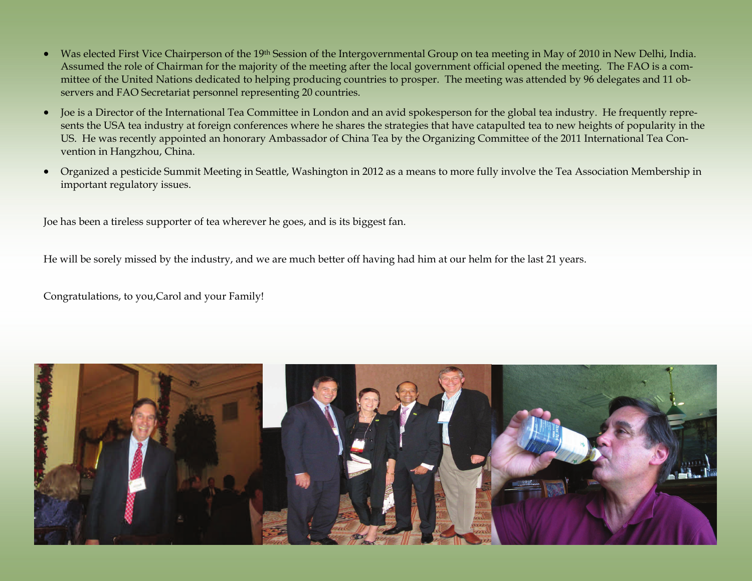- Was elected First Vice Chairperson of the 19th Session of the Intergovernmental Group on tea meeting in May of 2010 in New Delhi, India. Assumed the role of Chairman for the majority of the meeting after the local government official opened the meeting. The FAO is a committee of the United Nations dedicated to helping producing countries to prosper. The meeting was attended by 96 delegates and 11 observers and FAO Secretariat personnel representing 20 countries.
- Joe is a Director of the International Tea Committee in London and an avid spokesperson for the global tea industry. He frequently represents the USA tea industry at foreign conferences where he shares the strategies that have catapulted tea to new heights of popularity in the US. He was recently appointed an honorary Ambassador of China Tea by the Organizing Committee of the 2011 International Tea Convention in Hangzhou, China.
- Organized a pesticide Summit Meeting in Seattle, Washington in 2012 as a means to more fully involve the Tea Association Membership in important regulatory issues.

Joe has been a tireless supporter of tea wherever he goes, and is its biggest fan.

He will be sorely missed by the industry, and we are much better off having had him at our helm for the last 21 years.

Congratulations, to you,Carol and your Family!